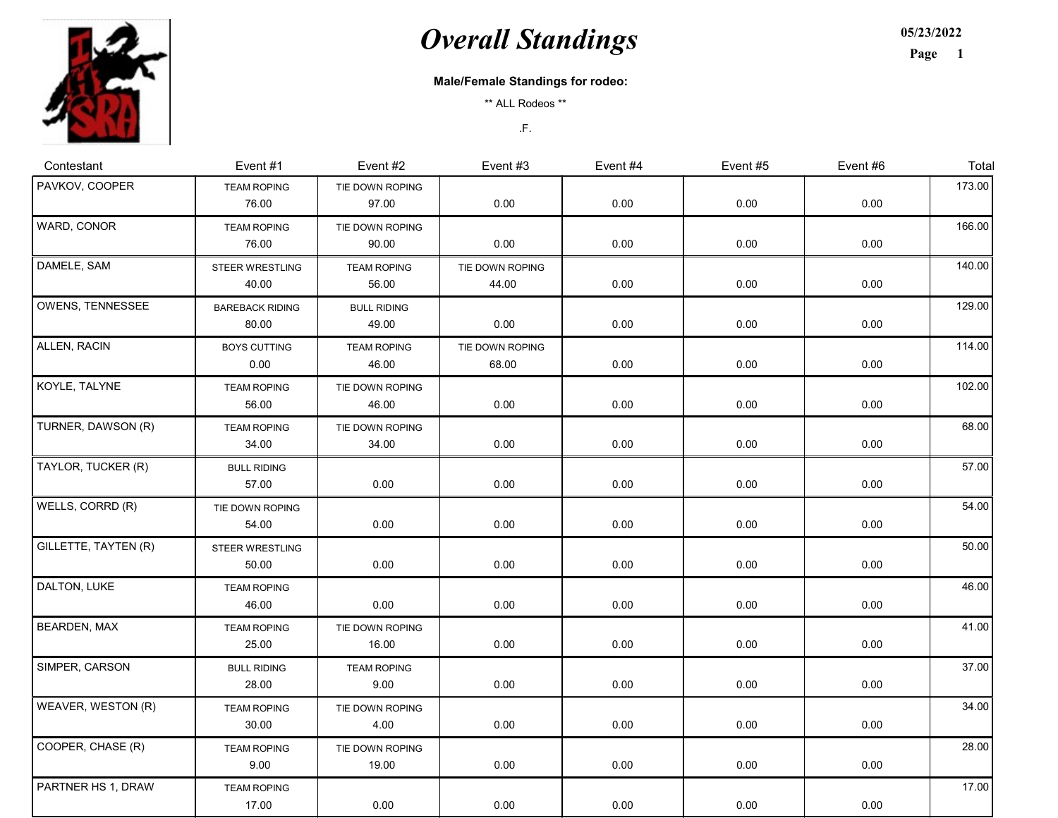# Overall Standings

05/23/2022

**Male/Female Standings for rodeo:**

** ALL Rodeos **

.F.

| Contestant | Event #1 | Event #2 | Event #3 | Event #4 | Event #5 | Event #6 | Total |
|---|---|---|---|---|---|---|---|
| PAVKOV, COOPER | TEAM ROPING 76.00 | TIE DOWN ROPING 97.00 | 0.00 | 0.00 | 0.00 | 0.00 | 173.00 |
| WARD, CONOR | TEAM ROPING 76.00 | TIE DOWN ROPING 90.00 | 0.00 | 0.00 | 0.00 | 0.00 | 166.00 |
| DAMELE, SAM | STEER WRESTLING 40.00 | TEAM ROPING 56.00 | TIE DOWN ROPING 44.00 | 0.00 | 0.00 | 0.00 | 140.00 |
| OWENS, TENNESSEE | BAREBACK RIDING 80.00 | BULL RIDING 49.00 | 0.00 | 0.00 | 0.00 | 0.00 | 129.00 |
| ALLEN, RACIN | BOYS CUTTING 0.00 | TEAM ROPING 46.00 | TIE DOWN ROPING 68.00 | 0.00 | 0.00 | 0.00 | 114.00 |
| KOYLE, TALYNE | TEAM ROPING 56.00 | TIE DOWN ROPING 46.00 | 0.00 | 0.00 | 0.00 | 0.00 | 102.00 |
| TURNER, DAWSON (R) | TEAM ROPING 34.00 | TIE DOWN ROPING 34.00 | 0.00 | 0.00 | 0.00 | 0.00 | 68.00 |
| TAYLOR, TUCKER (R) | BULL RIDING 57.00 | 0.00 | 0.00 | 0.00 | 0.00 | 0.00 | 57.00 |
| WELLS, CORRD (R) | TIE DOWN ROPING 54.00 | 0.00 | 0.00 | 0.00 | 0.00 | 0.00 | 54.00 |
| GILLETTE, TAYTEN (R) | STEER WRESTLING 50.00 | 0.00 | 0.00 | 0.00 | 0.00 | 0.00 | 50.00 |
| DALTON, LUKE | TEAM ROPING 46.00 | 0.00 | 0.00 | 0.00 | 0.00 | 0.00 | 46.00 |
| BEARDEN, MAX | TEAM ROPING 25.00 | TIE DOWN ROPING 16.00 | 0.00 | 0.00 | 0.00 | 0.00 | 41.00 |
| SIMPER, CARSON | BULL RIDING 28.00 | TEAM ROPING 9.00 | 0.00 | 0.00 | 0.00 | 0.00 | 37.00 |
| WEAVER, WESTON (R) | TEAM ROPING 30.00 | TIE DOWN ROPING 4.00 | 0.00 | 0.00 | 0.00 | 0.00 | 34.00 |
| COOPER, CHASE (R) | TEAM ROPING 9.00 | TIE DOWN ROPING 19.00 | 0.00 | 0.00 | 0.00 | 0.00 | 28.00 |
| PARTNER HS 1, DRAW | TEAM ROPING 17.00 | 0.00 | 0.00 | 0.00 | 0.00 | 0.00 | 17.00 |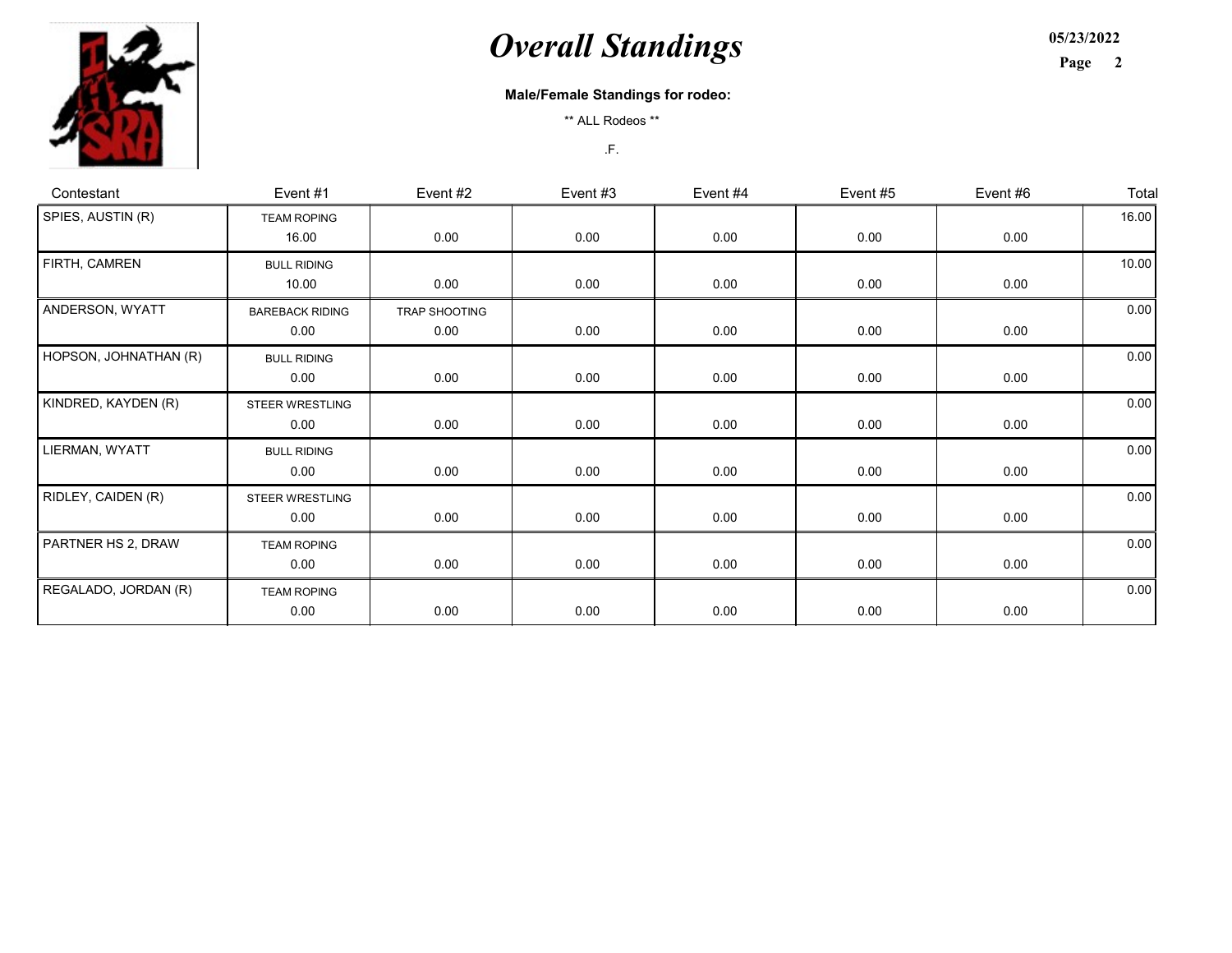# Overall Standings

05/23/2022

**Male/Female Standings for rodeo:**

** ALL Rodeos **

.F.

| Contestant | Event #1 | Event #2 | Event #3 | Event #4 | Event #5 | Event #6 | Total |
|---|---|---|---|---|---|---|---|
| SPIES, AUSTIN (R) | TEAM ROPING 16.00 | 0.00 | 0.00 | 0.00 | 0.00 | 0.00 | 16.00 |
| FIRTH, CAMREN | BULL RIDING 10.00 | 0.00 | 0.00 | 0.00 | 0.00 | 0.00 | 10.00 |
| ANDERSON, WYATT | BAREBACK RIDING 0.00 | TRAP SHOOTING 0.00 | 0.00 | 0.00 | 0.00 | 0.00 | 0.00 |
| HOPSON, JOHNATHAN (R) | BULL RIDING 0.00 | 0.00 | 0.00 | 0.00 | 0.00 | 0.00 | 0.00 |
| KINDRED, KAYDEN (R) | STEER WRESTLING 0.00 | 0.00 | 0.00 | 0.00 | 0.00 | 0.00 | 0.00 |
| LIERMAN, WYATT | BULL RIDING 0.00 | 0.00 | 0.00 | 0.00 | 0.00 | 0.00 | 0.00 |
| RIDLEY, CAIDEN (R) | STEER WRESTLING 0.00 | 0.00 | 0.00 | 0.00 | 0.00 | 0.00 | 0.00 |
| PARTNER HS 2, DRAW | TEAM ROPING 0.00 | 0.00 | 0.00 | 0.00 | 0.00 | 0.00 | 0.00 |
| REGALADO, JORDAN (R) | TEAM ROPING 0.00 | 0.00 | 0.00 | 0.00 | 0.00 | 0.00 | 0.00 |